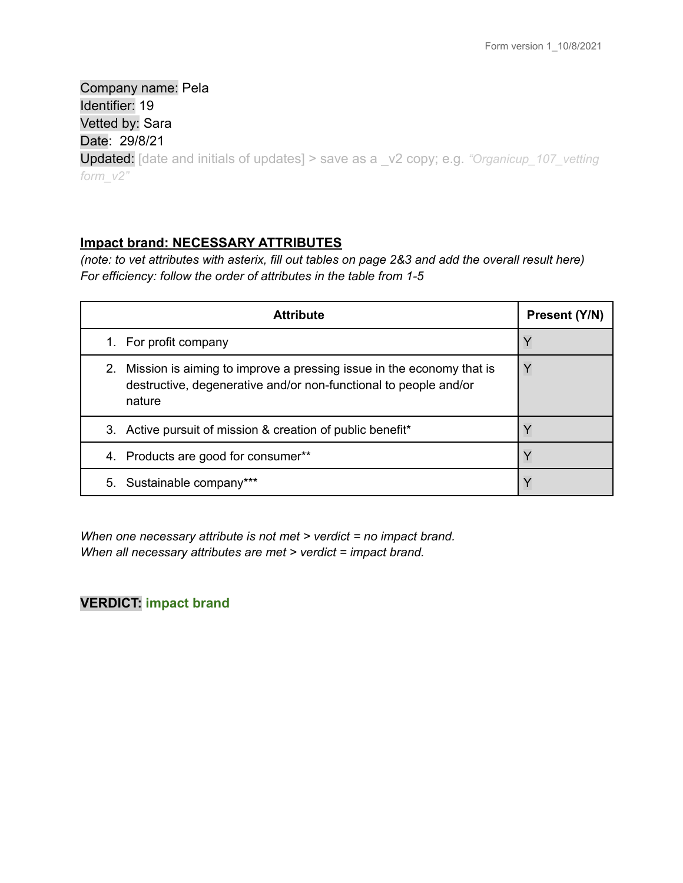Company name: Pela
Identifier: 19
Vetted by: Sara
Date: 29/8/21
Updated: [date and initials of updates] > save as a _v2 copy; e.g. *"Organicup_107_vetting form_v2"*

**Impact brand: NECESSARY ATTRIBUTES**

*(note: to vet attributes with asterix, fill out tables on page 2&3 and add the overall result here)*
*For efficiency: follow the order of attributes in the table from 1-5*

| Attribute | Present (Y/N) |
|---|---|
| 1. For profit company | Y |
| 2. Mission is aiming to improve a pressing issue in the economy that is destructive, degenerative and/or non-functional to people and/or nature | Y |
| 3. Active pursuit of mission & creation of public benefit* | Y |
| 4. Products are good for consumer** | Y |
| 5. Sustainable company*** | Y |

*When one necessary attribute is not met > verdict = no impact brand.*
*When all necessary attributes are met > verdict = impact brand.*

**VERDICT: impact brand**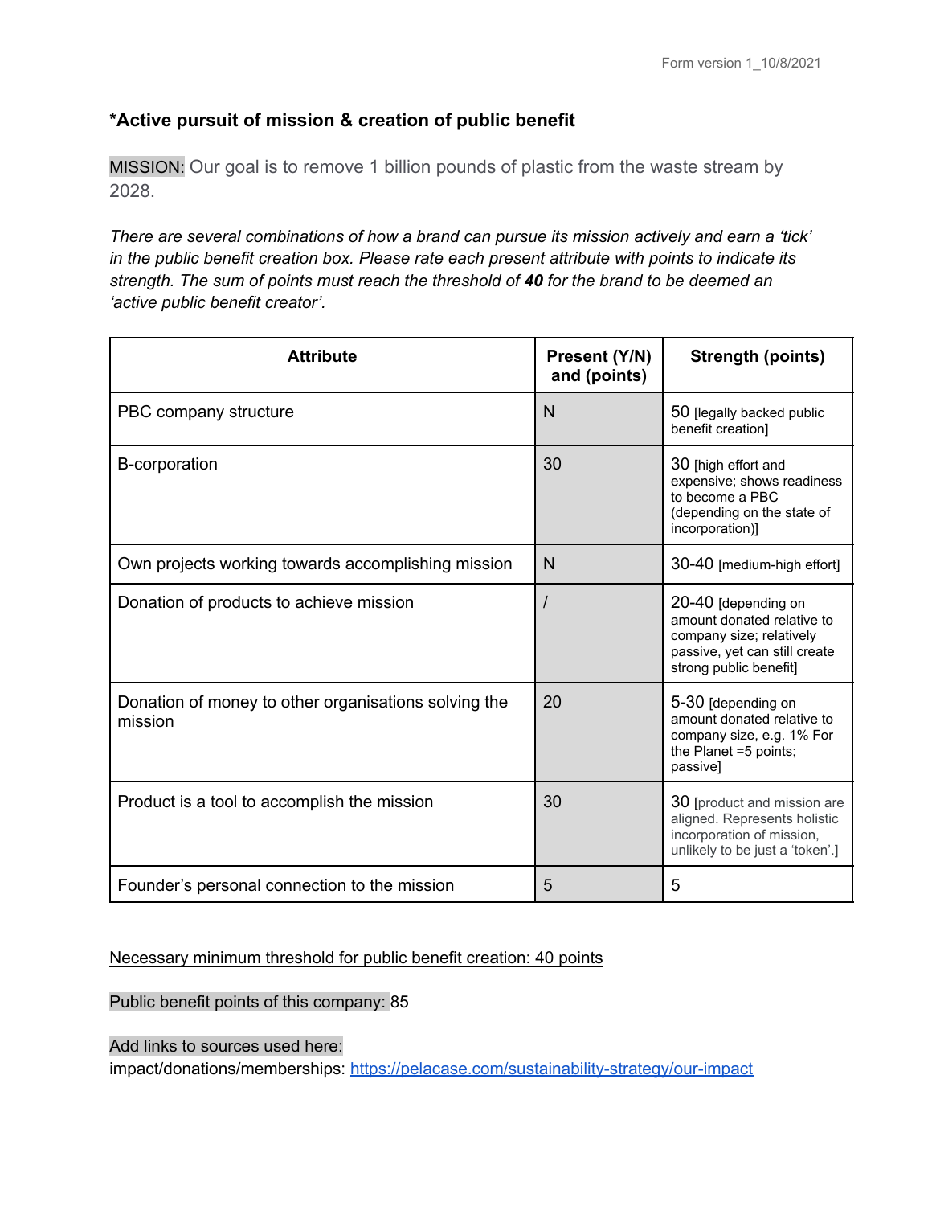*Active pursuit of mission & creation of public benefit**

MISSION: Our goal is to remove 1 billion pounds of plastic from the waste stream by 2028.

*There are several combinations of how a brand can pursue its mission actively and earn a 'tick' in the public benefit creation box. Please rate each present attribute with points to indicate its strength. The sum of points must reach the threshold of **40** for the brand to be deemed an 'active public benefit creator'.*

| Attribute | Present (Y/N) and (points) | Strength (points) |
|---|---|---|
| PBC company structure | N | 50 [legally backed public benefit creation] |
| B-corporation | 30 | 30 [high effort and expensive; shows readiness to become a PBC (depending on the state of incorporation)] |
| Own projects working towards accomplishing mission | N | 30-40 [medium-high effort] |
| Donation of products to achieve mission | / | 20-40 [depending on amount donated relative to company size; relatively passive, yet can still create strong public benefit] |
| Donation of money to other organisations solving the mission | 20 | 5-30 [depending on amount donated relative to company size, e.g. 1% For the Planet =5 points; passive] |
| Product is a tool to accomplish the mission | 30 | 30 [product and mission are aligned. Represents holistic incorporation of mission, unlikely to be just a 'token'.] |
| Founder's personal connection to the mission | 5 | 5 |

Necessary minimum threshold for public benefit creation: 40 points

Public benefit points of this company: 85

Add links to sources used here:

impact/donations/memberships: https://pelacase.com/sustainability-strategy/our-impact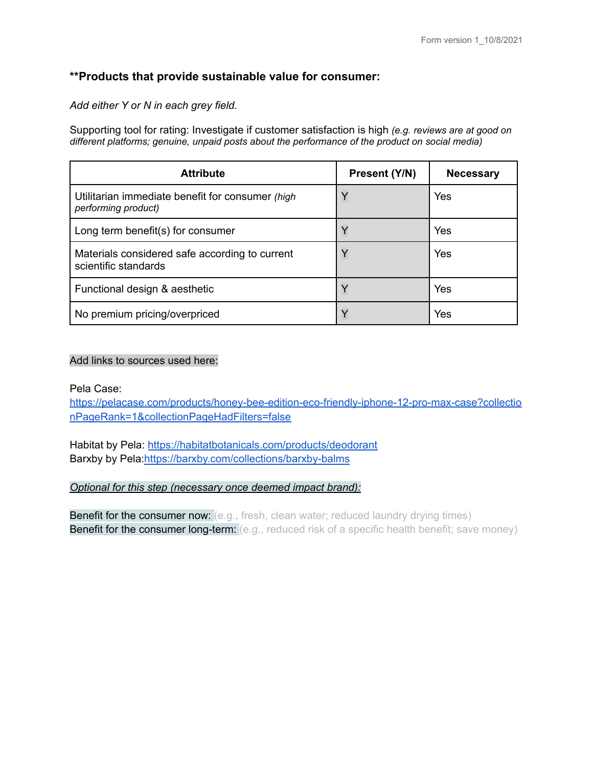**Products that provide sustainable value for consumer:**

*Add either Y or N in each grey field.*

Supporting tool for rating: Investigate if customer satisfaction is high *(e.g. reviews are at good on different platforms; genuine, unpaid posts about the performance of the product on social media)*

| Attribute | Present (Y/N) | Necessary |
|---|---|---|
| Utilitarian immediate benefit for consumer *(high performing product)* | Y | Yes |
| Long term benefit(s) for consumer | Y | Yes |
| Materials considered safe according to current scientific standards | Y | Yes |
| Functional design & aesthetic | Y | Yes |
| No premium pricing/overpriced | Y | Yes |

Add links to sources used here:

Pela Case:
https://pelacase.com/products/honey-bee-edition-eco-friendly-iphone-12-pro-max-case?collectionPageRank=1&collectionPageHadFilters=false

Habitat by Pela: https://habitatbotanicals.com/products/deodorant
Barxby by Pela:https://barxby.com/collections/barxby-balms

*Optional for this step (necessary once deemed impact brand):*

Benefit for the consumer now: (e.g., fresh, clean water; reduced laundry drying times)
Benefit for the consumer long-term: (e.g., reduced risk of a specific health benefit; save money)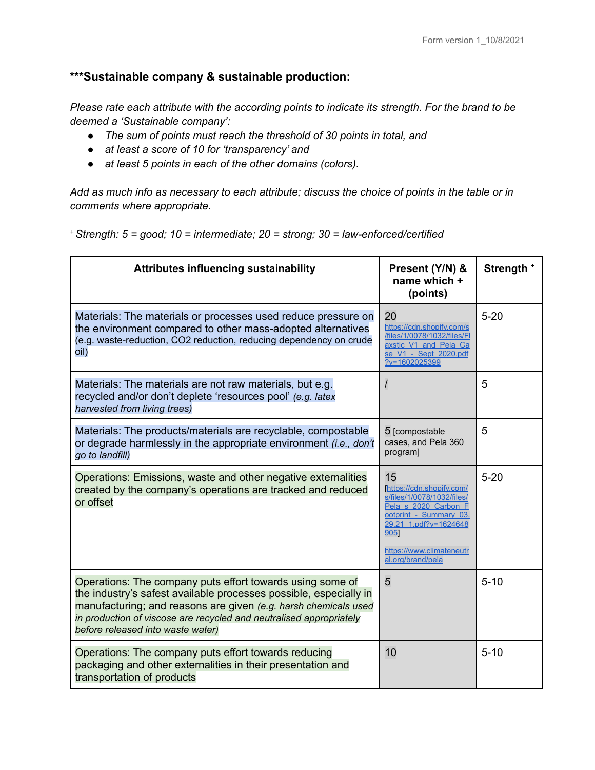### ***Sustainable company & sustainable production:

*Please rate each attribute with the according points to indicate its strength. For the brand to be deemed a 'Sustainable company':*

- *The sum of points must reach the threshold of 30 points in total, and*
- *at least a score of 10 for 'transparency' and*
- *at least 5 points in each of the other domains (colors).*

*Add as much info as necessary to each attribute; discuss the choice of points in the table or in comments where appropriate.*

[+] *Strength: 5 = good; 10 = intermediate; 20 = strong; 30 = law-enforced/certified*

| Attributes influencing sustainability | Present (Y/N) & name which + (points) | Strength [+] |
|---|---|---|
| Materials: The materials or processes used reduce pressure on the environment compared to other mass-adopted alternatives (e.g. waste-reduction, CO2 reduction, reducing dependency on crude oil) | 20 https://cdn.shopify.com/s/files/1/0078/1032/files/Flaxstic_V1_and_Pela_Case_V1_-_Sept_2020.pdf?v=1602025399 | 5-20 |
| Materials: The materials are not raw materials, but e.g. recycled and/or don't deplete 'resources pool' *(e.g. latex harvested from living trees)* | / | 5 |
| Materials: The products/materials are recyclable, compostable or degrade harmlessly in the appropriate environment *(i.e., don't go to landfill)* | 5 [compostable cases, and Pela 360 program] | 5 |
| Operations: Emissions, waste and other negative externalities created by the company's operations are tracked and reduced or offset | 15 [https://cdn.shopify.com/s/files/1/0078/1032/files/Pela_s_2020_Carbon_Footprint_-_Summary_03.29.21_1.pdf?v=1624648905] https://www.climateneutral.org/brand/pela | 5-20 |
| Operations: The company puts effort towards using some of the industry's safest available processes possible, especially in manufacturing; and reasons are given *(e.g. harsh chemicals used in production of viscose are recycled and neutralised appropriately before released into waste water)* | 5 | 5-10 |
| Operations: The company puts effort towards reducing packaging and other externalities in their presentation and transportation of products | 10 | 5-10 |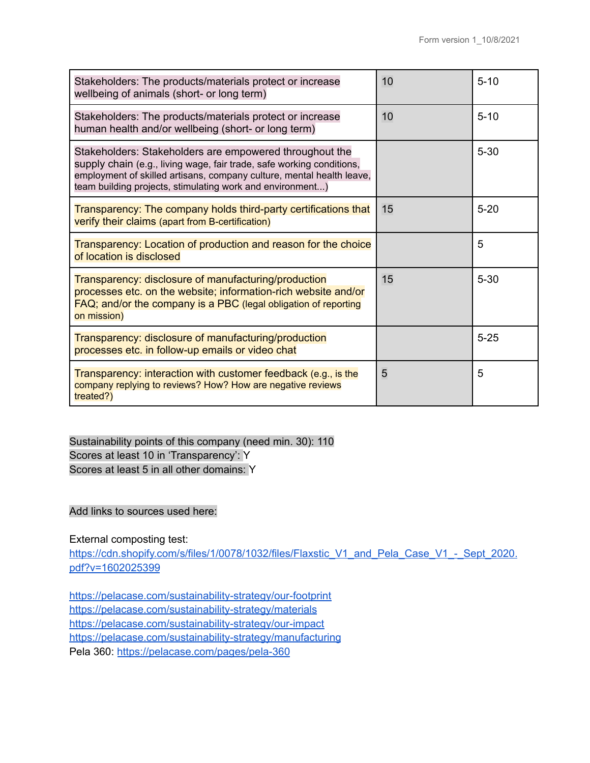| | | |
|---|---|---|
| Stakeholders: The products/materials protect or increase wellbeing of animals (short- or long term) | 10 | 5-10 |
| Stakeholders: The products/materials protect or increase human health and/or wellbeing (short- or long term) | 10 | 5-10 |
| Stakeholders: Stakeholders are empowered throughout the supply chain (e.g., living wage, fair trade, safe working conditions, employment of skilled artisans, company culture, mental health leave, team building projects, stimulating work and environment...) | | 5-30 |
| Transparency: The company holds third-party certifications that verify their claims (apart from B-certification) | 15 | 5-20 |
| Transparency: Location of production and reason for the choice of location is disclosed | | 5 |
| Transparency: disclosure of manufacturing/production processes etc. on the website; information-rich website and/or FAQ; and/or the company is a PBC (legal obligation of reporting on mission) | 15 | 5-30 |
| Transparency: disclosure of manufacturing/production processes etc. in follow-up emails or video chat | | 5-25 |
| Transparency: interaction with customer feedback (e.g., is the company replying to reviews? How? How are negative reviews treated?) | 5 | 5 |

Sustainability points of this company (need min. 30): 110
Scores at least 10 in 'Transparency': Y
Scores at least 5 in all other domains: Y

Add links to sources used here:

External composting test:
https://cdn.shopify.com/s/files/1/0078/1032/files/Flaxstic_V1_and_Pela_Case_V1_-_Sept_2020.pdf?v=1602025399

https://pelacase.com/sustainability-strategy/our-footprint
https://pelacase.com/sustainability-strategy/materials
https://pelacase.com/sustainability-strategy/our-impact
https://pelacase.com/sustainability-strategy/manufacturing
Pela 360: https://pelacase.com/pages/pela-360